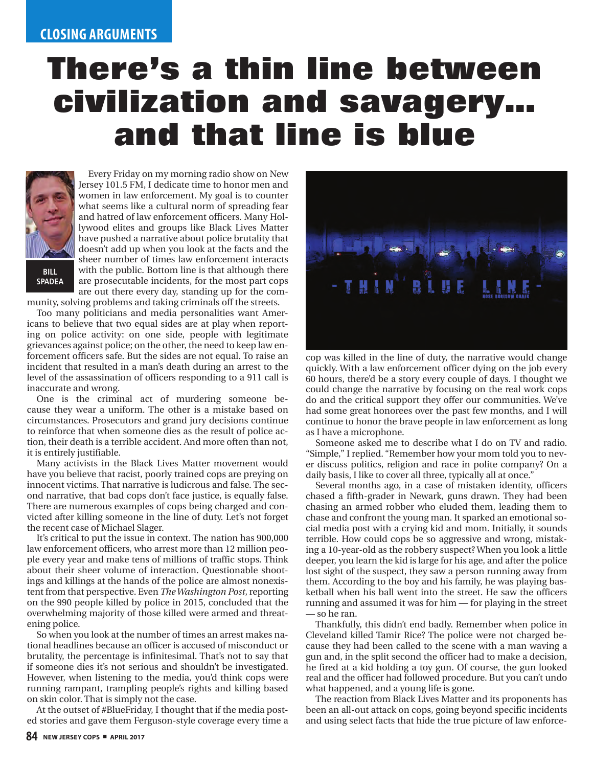CLOSING ARGUMENTS

# There's a thin line between civilization and savagery... and that line is blue

BILL SPADEA

Every Friday on my morning radio show on New Jersey 101.5 FM, I dedicate time to honor men and women in law enforcement. My goal is to counter what seems like a cultural norm of spreading fear and hatred of law enforcement officers. Many Hollywood elites and groups like Black Lives Matter have pushed a narrative about police brutality that doesn't add up when you look at the facts and the sheer number of times law enforcement interacts with the public. Bottom line is that although there are prosecutable incidents, for the most part cops are out there every day, standing up for the community, solving problems and taking criminals off the streets.

Too many politicians and media personalities want Americans to believe that two equal sides are at play when reporting on police activity: on one side, people with legitimate grievances against police; on the other, the need to keep law enforcement officers safe. But the sides are not equal. To raise an incident that resulted in a man's death during an arrest to the level of the assassination of officers responding to a 911 call is inaccurate and wrong.

One is the criminal act of murdering someone because they wear a uniform. The other is a mistake based on circumstances. Prosecutors and grand jury decisions continue to reinforce that when someone dies as the result of police action, their death is a terrible accident. And more often than not, it is entirely justifiable.

Many activists in the Black Lives Matter movement would have you believe that racist, poorly trained cops are preying on innocent victims. That narrative is ludicrous and false. The second narrative, that bad cops don't face justice, is equally false. There are numerous examples of cops being charged and convicted after killing someone in the line of duty. Let's not forget the recent case of Michael Slager.

It's critical to put the issue in context. The nation has 900,000 law enforcement officers, who arrest more than 12 million people every year and make tens of millions of traffic stops. Think about their sheer volume of interaction. Questionable shootings and killings at the hands of the police are almost nonexistent from that perspective. Even *The Washington Post*, reporting on the 990 people killed by police in 2015, concluded that the overwhelming majority of those killed were armed and threatening police.

So when you look at the number of times an arrest makes national headlines because an officer is accused of misconduct or brutality, the percentage is infinitesimal. That's not to say that if someone dies it's not serious and shouldn't be investigated. However, when listening to the media, you'd think cops were running rampant, trampling people's rights and killing based on skin color. That is simply not the case.

At the outset of #BlueFriday, I thought that if the media posted stories and gave them Ferguson-style coverage every time a cop was killed in the line of duty, the narrative would change quickly. With a law enforcement officer dying on the job every 60 hours, there'd be a story every couple of days. I thought we could change the narrative by focusing on the real work cops do and the critical support they offer our communities. We've had some great honorees over the past few months, and I will continue to honor the brave people in law enforcement as long as I have a microphone.

Someone asked me to describe what I do on TV and radio. "Simple," I replied. "Remember how your mom told you to never discuss politics, religion and race in polite company? On a daily basis, I like to cover all three, typically all at once."

Several months ago, in a case of mistaken identity, officers chased a fifth-grader in Newark, guns drawn. They had been chasing an armed robber who eluded them, leading them to chase and confront the young man. It sparked an emotional social media post with a crying kid and mom. Initially, it sounds terrible. How could cops be so aggressive and wrong, mistaking a 10-year-old as the robbery suspect? When you look a little deeper, you learn the kid is large for his age, and after the police lost sight of the suspect, they saw a person running away from them. According to the boy and his family, he was playing basketball when his ball went into the street. He saw the officers running and assumed it was for him — for playing in the street — so he ran.

Thankfully, this didn't end badly. Remember when police in Cleveland killed Tamir Rice? The police were not charged because they had been called to the scene with a man waving a gun and, in the split second the officer had to make a decision, he fired at a kid holding a toy gun. Of course, the gun looked real and the officer had followed procedure. But you can't undo what happened, and a young life is gone.

The reaction from Black Lives Matter and its proponents has been an all-out attack on cops, going beyond specific incidents and using select facts that hide the true picture of law enforce-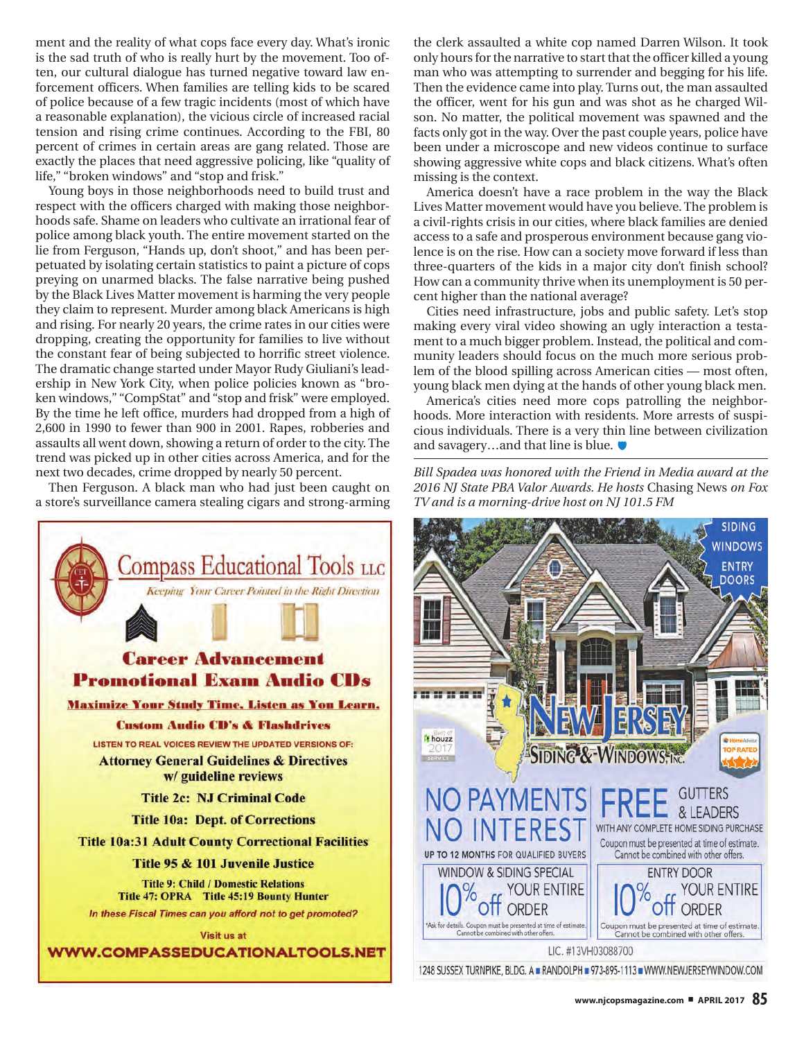ment and the reality of what cops face every day. What's ironic is the sad truth of who is really hurt by the movement. Too often, our cultural dialogue has turned negative toward law enforcement officers. When families are telling kids to be scared of police because of a few tragic incidents (most of which have a reasonable explanation), the vicious circle of increased racial tension and rising crime continues. According to the FBI, 80 percent of crimes in certain areas are gang related. Those are exactly the places that need aggressive policing, like "quality of life," "broken windows" and "stop and frisk."

Young boys in those neighborhoods need to build trust and respect with the officers charged with making those neighborhoods safe. Shame on leaders who cultivate an irrational fear of police among black youth. The entire movement started on the lie from Ferguson, "Hands up, don't shoot," and has been perpetuated by isolating certain statistics to paint a picture of cops preying on unarmed blacks. The false narrative being pushed by the Black Lives Matter movement is harming the very people they claim to represent. Murder among black Americans is high and rising. For nearly 20 years, the crime rates in our cities were dropping, creating the opportunity for families to live without the constant fear of being subjected to horrific street violence. The dramatic change started under Mayor Rudy Giuliani's leadership in New York City, when police policies known as "broken windows," "CompStat" and "stop and frisk" were employed. By the time he left office, murders had dropped from a high of 2,600 in 1990 to fewer than 900 in 2001. Rapes, robberies and assaults all went down, showing a return of order to the city. The trend was picked up in other cities across America, and for the next two decades, crime dropped by nearly 50 percent.

Then Ferguson. A black man who had just been caught on a store's surveillance camera stealing cigars and strong-arming the clerk assaulted a white cop named Darren Wilson. It took only hours for the narrative to start that the officer killed a young man who was attempting to surrender and begging for his life. Then the evidence came into play. Turns out, the man assaulted the officer, went for his gun and was shot as he charged Wilson. No matter, the political movement was spawned and the facts only got in the way. Over the past couple years, police have been under a microscope and new videos continue to surface showing aggressive white cops and black citizens. What's often missing is the context.

America doesn't have a race problem in the way the Black Lives Matter movement would have you believe. The problem is a civil-rights crisis in our cities, where black families are denied access to a safe and prosperous environment because gang violence is on the rise. How can a society move forward if less than three-quarters of the kids in a major city don't finish school? How can a community thrive when its unemployment is 50 percent higher than the national average?

Cities need infrastructure, jobs and public safety. Let's stop making every viral video showing an ugly interaction a testament to a much bigger problem. Instead, the political and community leaders should focus on the much more serious problem of the blood spilling across American cities — most often, young black men dying at the hands of other young black men.

America's cities need more cops patrolling the neighborhoods. More interaction with residents. More arrests of suspicious individuals. There is a very thin line between civilization and savagery…and that line is blue.

*Bill Spadea was honored with the Friend in Media award at the 2016 NJ State PBA Valor Awards. He hosts* Chasing News *on Fox TV and is a morning-drive host on NJ 101.5 FM*

Compass Educational Tools LLC

Keeping Your Career Pointed in the Right Direction

Career Advancement

Promotional Exam Audio CDs

Maximize Your Study Time. Listen as You Learn.

Custom Audio CD's & Flashdrives

LISTEN TO REAL VOICES REVIEW THE UPDATED VERSIONS OF:

Attorney General Guidelines & Directives w/ guideline reviews

Title 2c: NJ Criminal Code

Title 10a: Dept. of Corrections

Title 10a:31 Adult County Correctional Facilities

Title 95 & 101 Juvenile Justice

Title 9: Child / Domestic Relations

Title 47: OPRA Title 45:19 Bounty Hunter

In these Fiscal Times can you afford not to get promoted?

Visit us at

WWW.COMPASSEDUCATIONALTOOLS.NET

SIDING

WINDOWS

ENTRY DOORS

New Jersey Siding & Windows, Inc.

Best of houzz 2017 Service

HomeAdvisor TOP RATED

NO PAYMENTS NO INTEREST

UP TO 12 MONTHS FOR QUALIFIED BUYERS

FREE GUTTERS & LEADERS

WITH ANY COMPLETE HOME SIDING PURCHASE

Coupon must be presented at time of estimate. Cannot be combined with other offers.

WINDOW & SIDING SPECIAL

10% off YOUR ENTIRE ORDER

*Ask for details. Coupon must be presented at time of estimate. Cannot be combined with other offers.

ENTRY DOOR

10% off YOUR ENTIRE ORDER

Coupon must be presented at time of estimate. Cannot be combined with other offers.

LIC. #13VH03088700

1248 SUSSEX TURNPIKE, BLDG. A ■ RANDOLPH ■ 973-895-1113 ■ WWW.NEWJERSEYWINDOW.COM